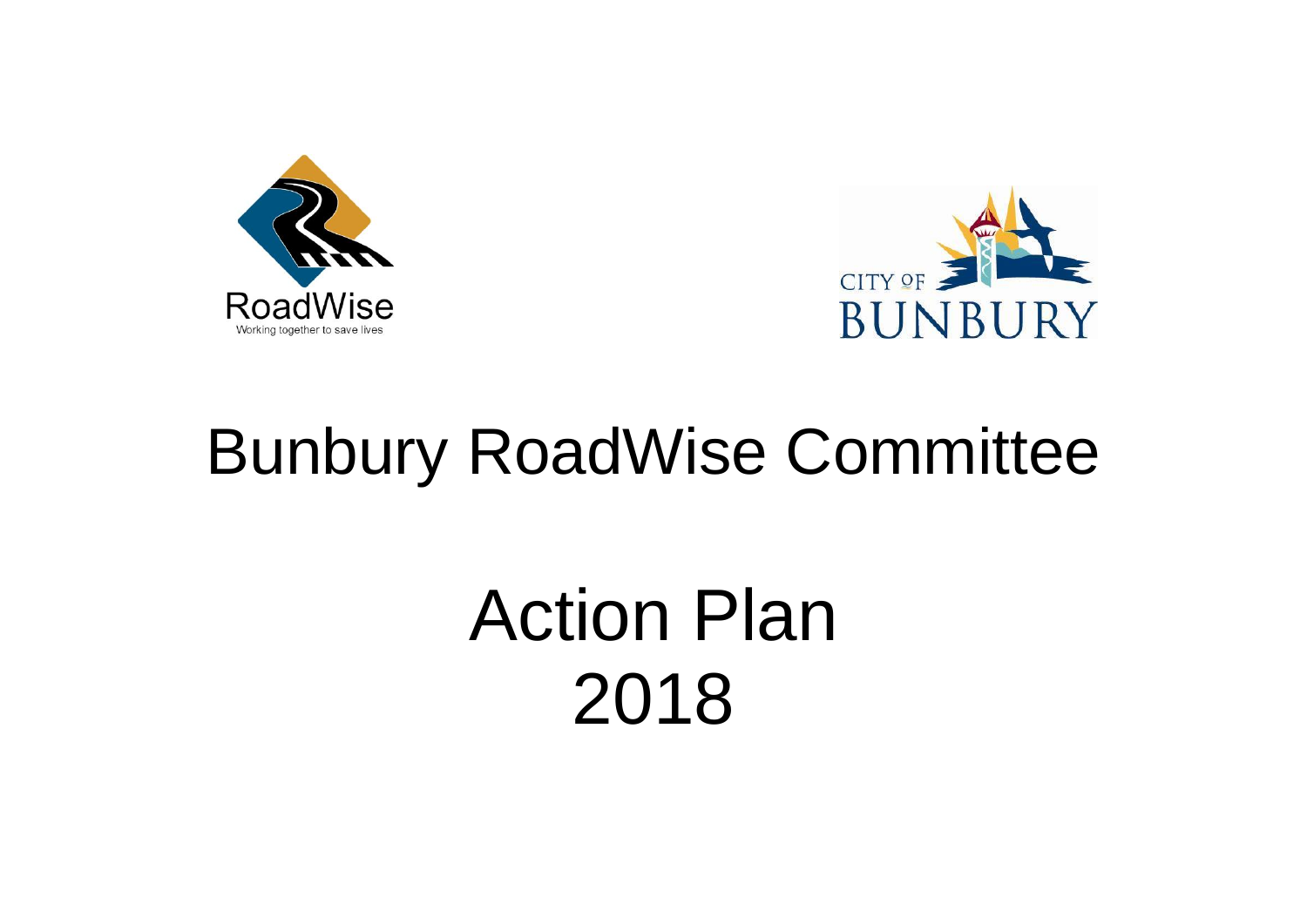RoadWise

Working together to save lives

CITY OF BUNBURY

# Bunbury RoadWise Committee

# Action Plan 2018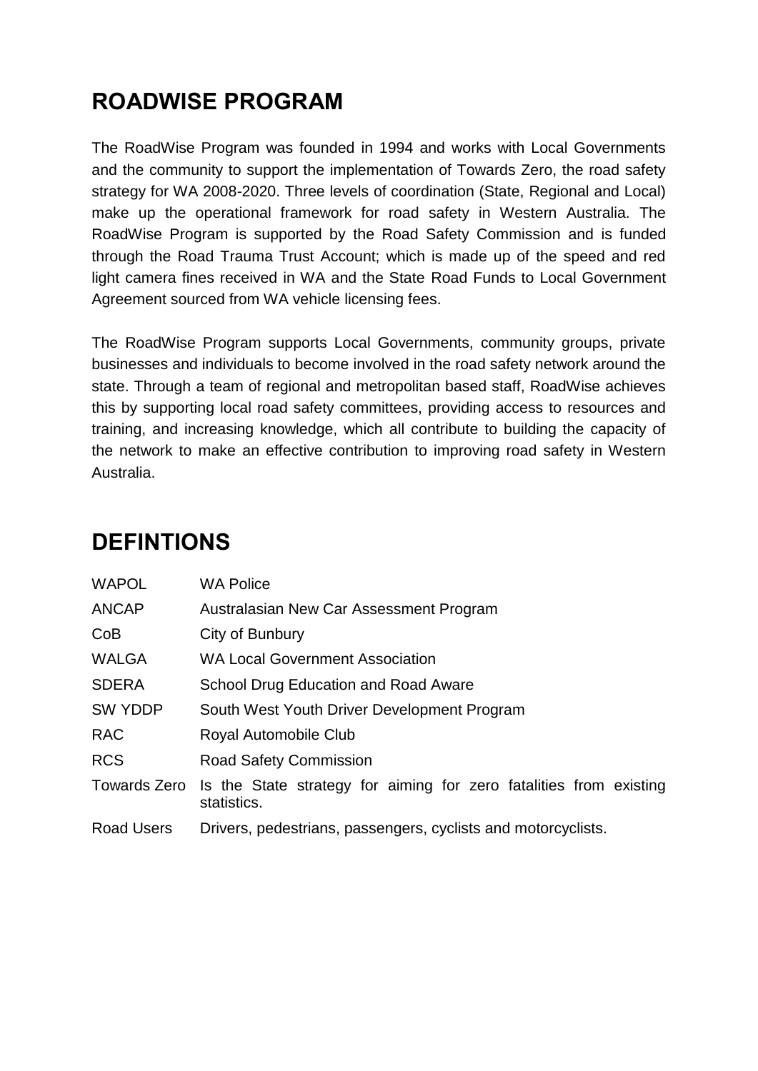## ROADWISE PROGRAM

The RoadWise Program was founded in 1994 and works with Local Governments and the community to support the implementation of Towards Zero, the road safety strategy for WA 2008-2020. Three levels of coordination (State, Regional and Local) make up the operational framework for road safety in Western Australia. The RoadWise Program is supported by the Road Safety Commission and is funded through the Road Trauma Trust Account; which is made up of the speed and red light camera fines received in WA and the State Road Funds to Local Government Agreement sourced from WA vehicle licensing fees.

The RoadWise Program supports Local Governments, community groups, private businesses and individuals to become involved in the road safety network around the state. Through a team of regional and metropolitan based staff, RoadWise achieves this by supporting local road safety committees, providing access to resources and training, and increasing knowledge, which all contribute to building the capacity of the network to make an effective contribution to improving road safety in Western Australia.

## DEFINTIONS

| | |
|---|---|
| WAPOL | WA Police |
| ANCAP | Australasian New Car Assessment Program |
| CoB | City of Bunbury |
| WALGA | WA Local Government Association |
| SDERA | School Drug Education and Road Aware |
| SW YDDP | South West Youth Driver Development Program |
| RAC | Royal Automobile Club |
| RCS | Road Safety Commission |
| Towards Zero | Is the State strategy for aiming for zero fatalities from existing statistics. |
| Road Users | Drivers, pedestrians, passengers, cyclists and motorcyclists. |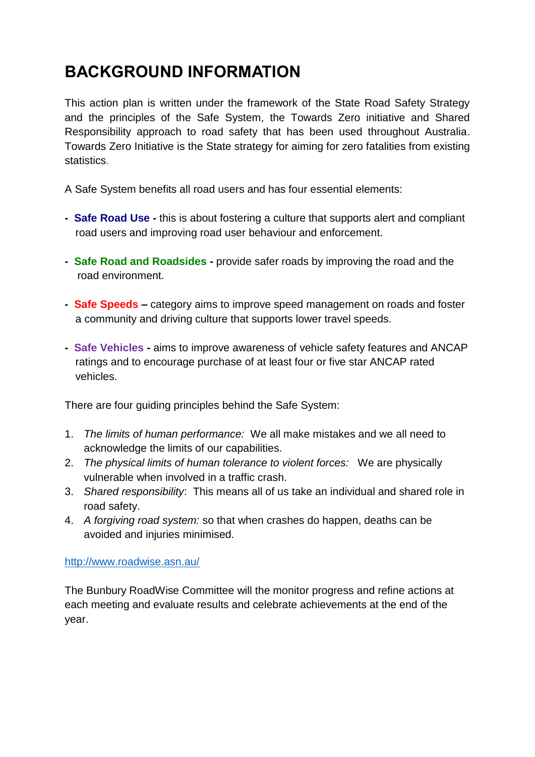# BACKGROUND INFORMATION

This action plan is written under the framework of the State Road Safety Strategy and the principles of the Safe System, the Towards Zero initiative and Shared Responsibility approach to road safety that has been used throughout Australia. Towards Zero Initiative is the State strategy for aiming for zero fatalities from existing statistics.

A Safe System benefits all road users and has four essential elements:

- **Safe Road Use -** this is about fostering a culture that supports alert and compliant road users and improving road user behaviour and enforcement.

- **Safe Road and Roadsides -** provide safer roads by improving the road and the road environment.

- **Safe Speeds –** category aims to improve speed management on roads and foster a community and driving culture that supports lower travel speeds.

- **Safe Vehicles -** aims to improve awareness of vehicle safety features and ANCAP ratings and to encourage purchase of at least four or five star ANCAP rated vehicles.

There are four guiding principles behind the Safe System:

1. *The limits of human performance:* We all make mistakes and we all need to acknowledge the limits of our capabilities.
2. *The physical limits of human tolerance to violent forces:* We are physically vulnerable when involved in a traffic crash.
3. *Shared responsibility*: This means all of us take an individual and shared role in road safety.
4. *A forgiving road system:* so that when crashes do happen, deaths can be avoided and injuries minimised.

http://www.roadwise.asn.au/

The Bunbury RoadWise Committee will the monitor progress and refine actions at each meeting and evaluate results and celebrate achievements at the end of the year.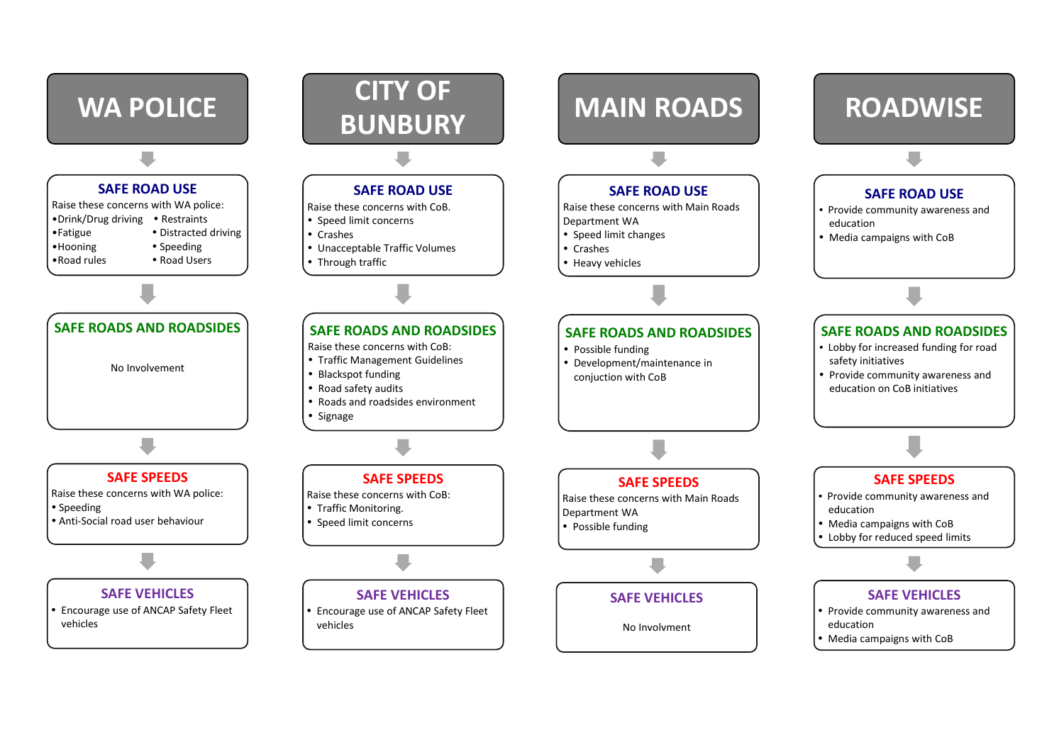## WA POLICE

### SAFE ROAD USE

Raise these concerns with WA police:

- Drink/Drug driving
- Restraints
- Fatigue
- Distracted driving
- Hooning
- Speeding
- Road rules
- Road Users

### SAFE ROADS AND ROADSIDES

No Involvement

### SAFE SPEEDS

Raise these concerns with WA police:

- Speeding
- Anti-Social road user behaviour

### SAFE VEHICLES

- Encourage use of ANCAP Safety Fleet vehicles

## CITY OF BUNBURY

### SAFE ROAD USE

Raise these concerns with CoB.

- Speed limit concerns
- Crashes
- Unacceptable Traffic Volumes
- Through traffic

### SAFE ROADS AND ROADSIDES

Raise these concerns with CoB:

- Traffic Management Guidelines
- Blackspot funding
- Road safety audits
- Roads and roadsides environment
- Signage

### SAFE SPEEDS

Raise these concerns with CoB:

- Traffic Monitoring.
- Speed limit concerns

### SAFE VEHICLES

- Encourage use of ANCAP Safety Fleet vehicles

## MAIN ROADS

### SAFE ROAD USE

Raise these concerns with Main Roads Department WA

- Speed limit changes
- Crashes
- Heavy vehicles

### SAFE ROADS AND ROADSIDES

- Possible funding
- Development/maintenance in conjuction with CoB

### SAFE SPEEDS

Raise these concerns with Main Roads Department WA

- Possible funding

### SAFE VEHICLES

No Involvment

## ROADWISE

### SAFE ROAD USE

- Provide community awareness and education
- Media campaigns with CoB

### SAFE ROADS AND ROADSIDES

- Lobby for increased funding for road safety initiatives
- Provide community awareness and education on CoB initiatives

### SAFE SPEEDS

- Provide community awareness and education
- Media campaigns with CoB
- Lobby for reduced speed limits

### SAFE VEHICLES

- Provide community awareness and education
- Media campaigns with CoB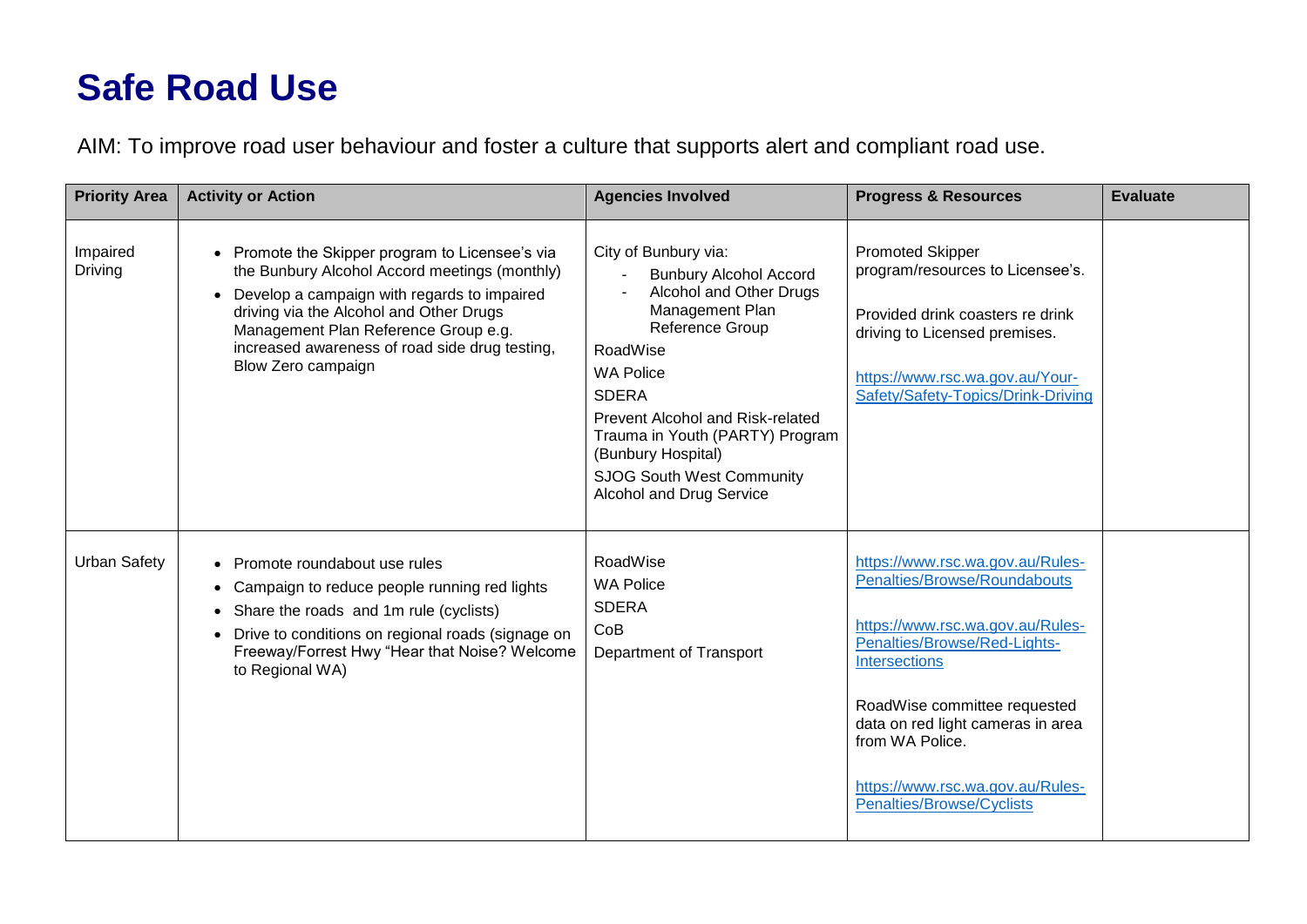# Safe Road Use

AIM: To improve road user behaviour and foster a culture that supports alert and compliant road use.

| Priority Area | Activity or Action | Agencies Involved | Progress & Resources | Evaluate |
|---|---|---|---|---|
| Impaired Driving | • Promote the Skipper program to Licensee's via the Bunbury Alcohol Accord meetings (monthly)<br>• Develop a campaign with regards to impaired driving via the Alcohol and Other Drugs Management Plan Reference Group e.g. increased awareness of road side drug testing, Blow Zero campaign | City of Bunbury via:<br>- Bunbury Alcohol Accord<br>- Alcohol and Other Drugs Management Plan Reference Group<br>RoadWise<br>WA Police<br>SDERA<br>Prevent Alcohol and Risk-related Trauma in Youth (PARTY) Program (Bunbury Hospital)<br>SJOG South West Community Alcohol and Drug Service | Promoted Skipper program/resources to Licensee's.<br><br>Provided drink coasters re drink driving to Licensed premises.<br><br>https://www.rsc.wa.gov.au/Your-Safety/Safety-Topics/Drink-Driving | |
| Urban Safety | • Promote roundabout use rules<br>• Campaign to reduce people running red lights<br>• Share the roads and 1m rule (cyclists)<br>• Drive to conditions on regional roads (signage on Freeway/Forrest Hwy "Hear that Noise? Welcome to Regional WA) | RoadWise<br>WA Police<br>SDERA<br>CoB<br>Department of Transport | https://www.rsc.wa.gov.au/Rules-Penalties/Browse/Roundabouts<br><br>https://www.rsc.wa.gov.au/Rules-Penalties/Browse/Red-Lights-Intersections<br><br>RoadWise committee requested data on red light cameras in area from WA Police.<br><br>https://www.rsc.wa.gov.au/Rules-Penalties/Browse/Cyclists | |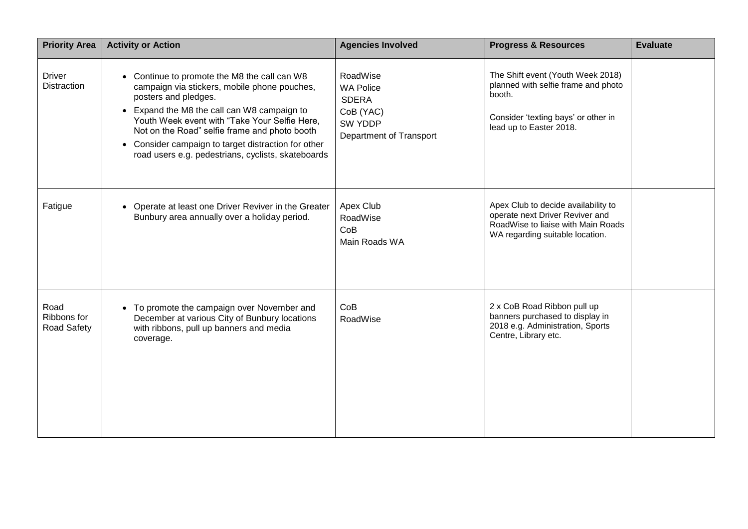| Priority Area | Activity or Action | Agencies Involved | Progress & Resources | Evaluate |
|---|---|---|---|---|
| Driver Distraction | • Continue to promote the M8 the call can W8 campaign via stickers, mobile phone pouches, posters and pledges.<br>• Expand the M8 the call can W8 campaign to Youth Week event with "Take Your Selfie Here, Not on the Road" selfie frame and photo booth<br>• Consider campaign to target distraction for other road users e.g. pedestrians, cyclists, skateboards | RoadWise<br>WA Police<br>SDERA<br>CoB (YAC)<br>SW YDDP<br>Department of Transport | The Shift event (Youth Week 2018) planned with selfie frame and photo booth.<br><br>Consider 'texting bays' or other in lead up to Easter 2018. | |
| Fatigue | • Operate at least one Driver Reviver in the Greater Bunbury area annually over a holiday period. | Apex Club<br>RoadWise<br>CoB<br>Main Roads WA | Apex Club to decide availability to operate next Driver Reviver and RoadWise to liaise with Main Roads WA regarding suitable location. | |
| Road Ribbons for Road Safety | • To promote the campaign over November and December at various City of Bunbury locations with ribbons, pull up banners and media coverage. | CoB<br>RoadWise | 2 x CoB Road Ribbon pull up banners purchased to display in 2018 e.g. Administration, Sports Centre, Library etc. | |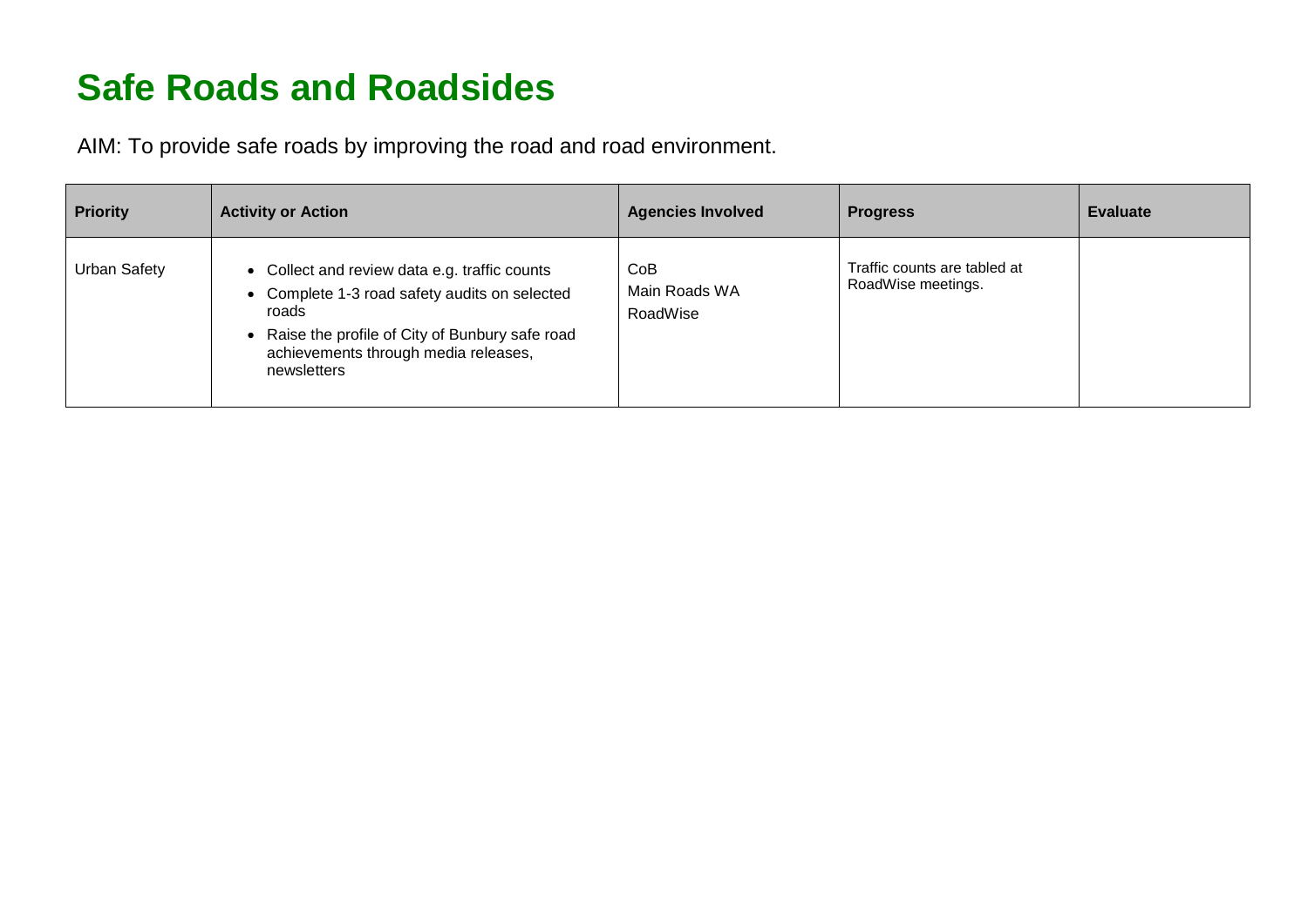# Safe Roads and Roadsides

AIM: To provide safe roads by improving the road and road environment.

| Priority | Activity or Action | Agencies Involved | Progress | Evaluate |
|---|---|---|---|---|
| Urban Safety | • Collect and review data e.g. traffic counts<br>• Complete 1-3 road safety audits on selected roads<br>• Raise the profile of City of Bunbury safe road achievements through media releases, newsletters | CoB<br>Main Roads WA<br>RoadWise | Traffic counts are tabled at RoadWise meetings. | |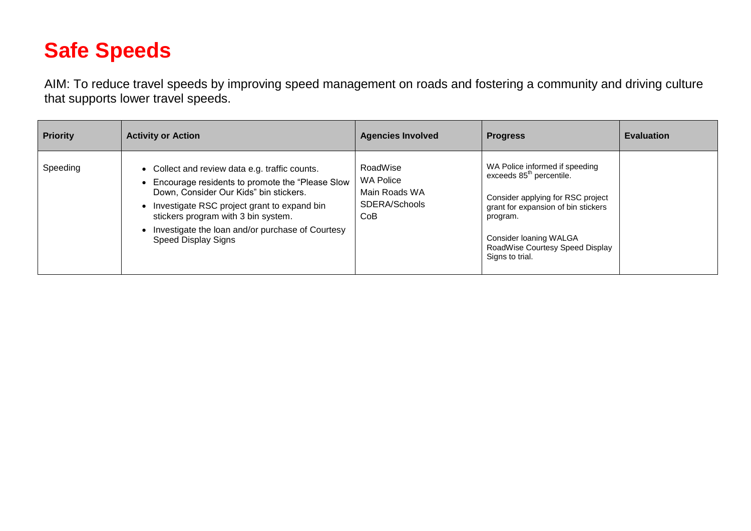# Safe Speeds

AIM: To reduce travel speeds by improving speed management on roads and fostering a community and driving culture that supports lower travel speeds.

| Priority | Activity or Action | Agencies Involved | Progress | Evaluation |
|---|---|---|---|---|
| Speeding | • Collect and review data e.g. traffic counts.<br>• Encourage residents to promote the "Please Slow Down, Consider Our Kids" bin stickers.<br>• Investigate RSC project grant to expand bin stickers program with 3 bin system.<br>• Investigate the loan and/or purchase of Courtesy Speed Display Signs | RoadWise<br>WA Police<br>Main Roads WA<br>SDERA/Schools<br>CoB | WA Police informed if speeding exceeds 85th percentile.<br><br>Consider applying for RSC project grant for expansion of bin stickers program.<br><br>Consider loaning WALGA RoadWise Courtesy Speed Display Signs to trial. | |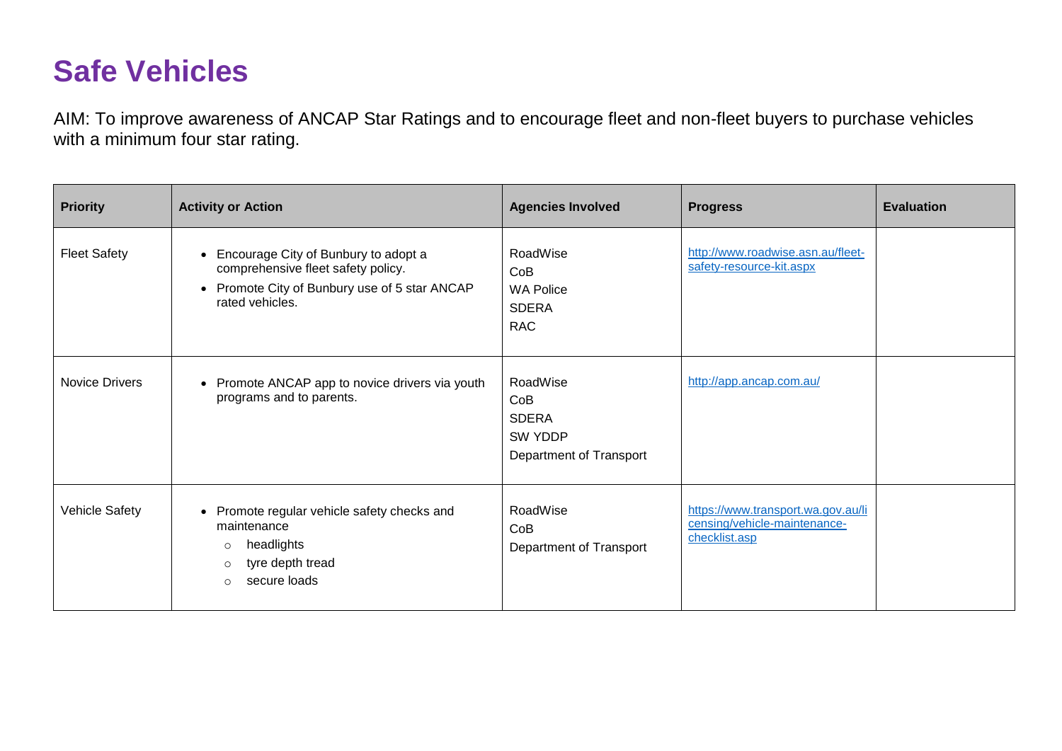# Safe Vehicles

AIM: To improve awareness of ANCAP Star Ratings and to encourage fleet and non-fleet buyers to purchase vehicles with a minimum four star rating.

| Priority | Activity or Action | Agencies Involved | Progress | Evaluation |
|---|---|---|---|---|
| Fleet Safety | • Encourage City of Bunbury to adopt a comprehensive fleet safety policy.<br>• Promote City of Bunbury use of 5 star ANCAP rated vehicles. | RoadWise<br>CoB<br>WA Police<br>SDERA<br>RAC | http://www.roadwise.asn.au/fleet-safety-resource-kit.aspx | |
| Novice Drivers | • Promote ANCAP app to novice drivers via youth programs and to parents. | RoadWise<br>CoB<br>SDERA<br>SW YDDP<br>Department of Transport | http://app.ancap.com.au/ | |
| Vehicle Safety | • Promote regular vehicle safety checks and maintenance<br>○ headlights<br>○ tyre depth tread<br>○ secure loads | RoadWise<br>CoB<br>Department of Transport | https://www.transport.wa.gov.au/licensing/vehicle-maintenance-checklist.asp | |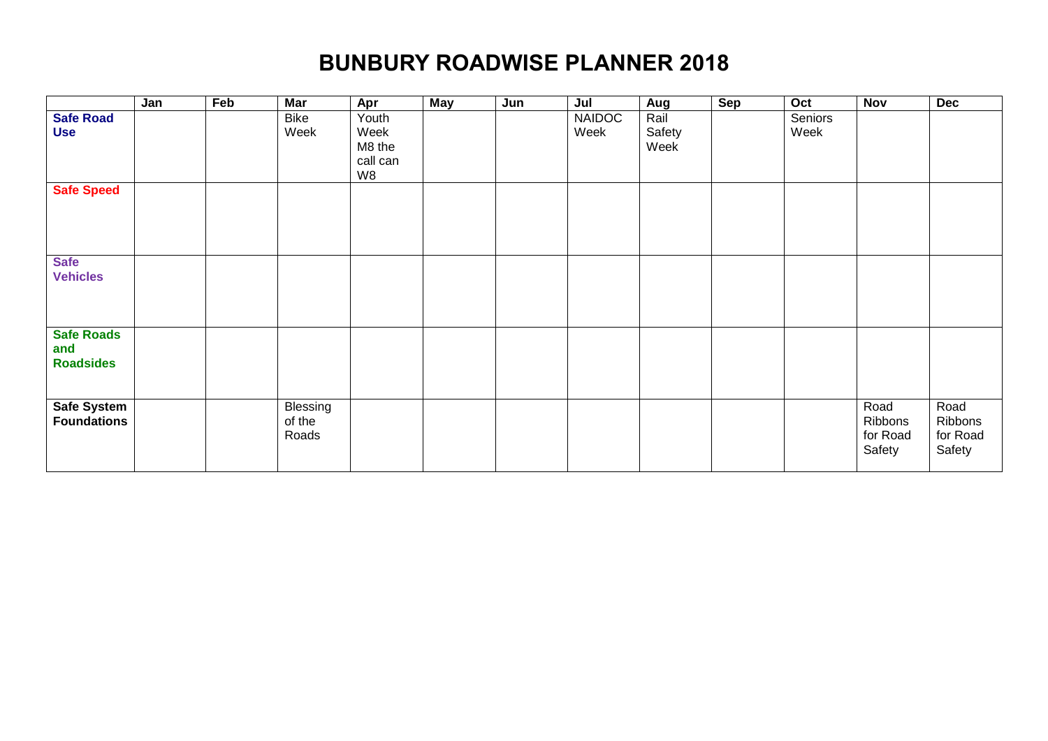# BUNBURY ROADWISE PLANNER 2018

| | Jan | Feb | Mar | Apr | May | Jun | Jul | Aug | Sep | Oct | Nov | Dec |
|---|---|---|---|---|---|---|---|---|---|---|---|---|
| **Safe Road Use** | | | Bike Week | Youth Week M8 the call can W8 | | | NAIDOC Week | Rail Safety Week | | Seniors Week | | |
| **Safe Speed** | | | | | | | | | | | | |
| **Safe Vehicles** | | | | | | | | | | | | |
| **Safe Roads and Roadsides** | | | | | | | | | | | | |
| **Safe System Foundations** | | | Blessing of the Roads | | | | | | | | Road Ribbons for Road Safety | Road Ribbons for Road Safety |